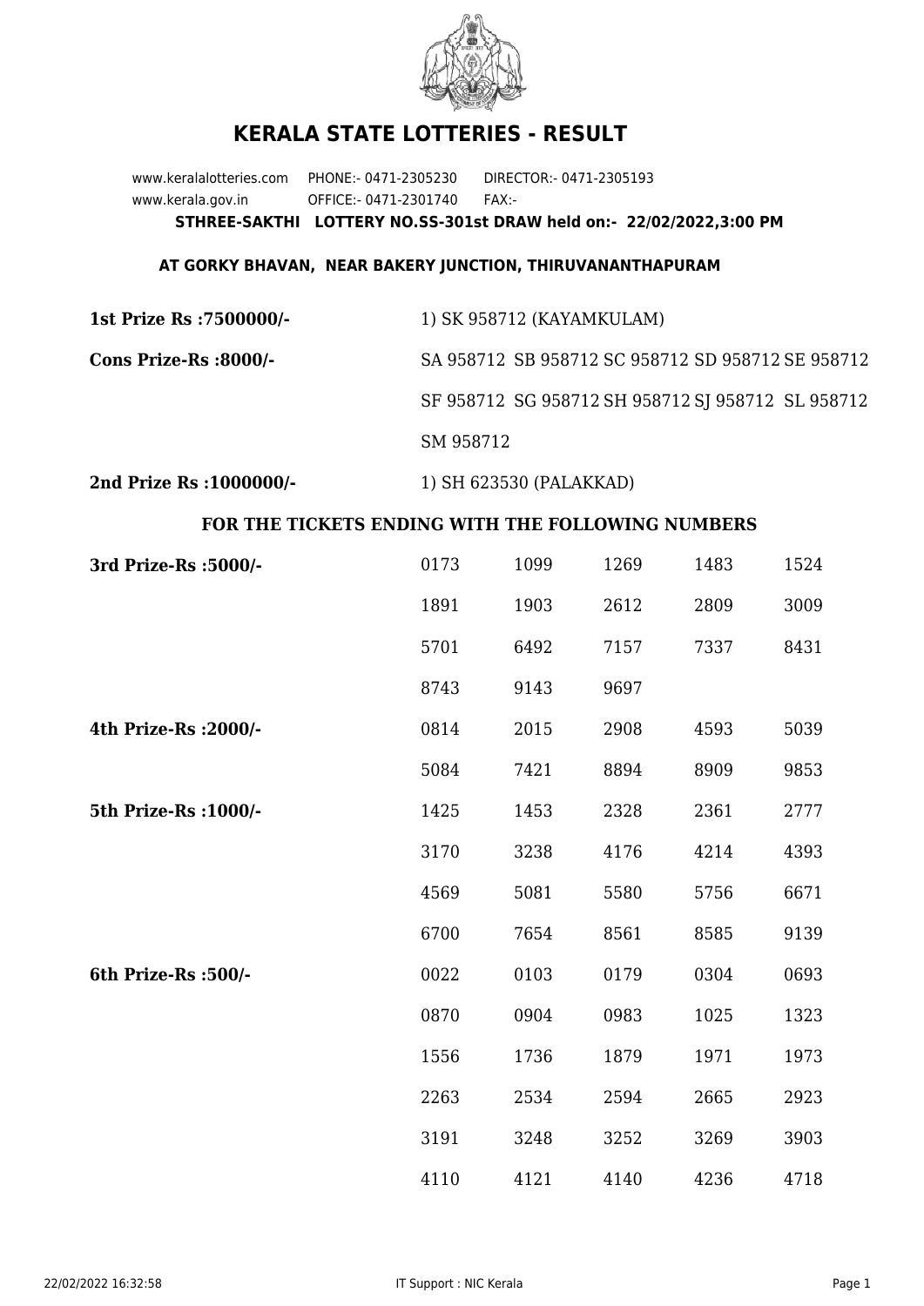# KERALA STATE LOTTERIES - RESULT

www.keralalotteries.com PHONE:- 0471-2305230 DIRECTOR:- 0471-2305193
www.kerala.gov.in OFFICE:- 0471-2301740 FAX:-

**STHREE-SAKTHI LOTTERY NO.SS-301st DRAW held on:- 22/02/2022,3:00 PM**

**AT GORKY BHAVAN, NEAR BAKERY JUNCTION, THIRUVANANTHAPURAM**

**1st Prize Rs :7500000/-** 1) SK 958712 (KAYAMKULAM)

**Cons Prize-Rs :8000/-** SA 958712 SB 958712 SC 958712 SD 958712 SE 958712 SF 958712 SG 958712 SH 958712 SJ 958712 SL 958712 SM 958712

**2nd Prize Rs :1000000/-** 1) SH 623530 (PALAKKAD)

**FOR THE TICKETS ENDING WITH THE FOLLOWING NUMBERS**

**3rd Prize-Rs :5000/-**

| | | | | |
|---|---|---|---|---|
| 0173 | 1099 | 1269 | 1483 | 1524 |
| 1891 | 1903 | 2612 | 2809 | 3009 |
| 5701 | 6492 | 7157 | 7337 | 8431 |
| 8743 | 9143 | 9697 | | |

**4th Prize-Rs :2000/-**

| | | | | |
|---|---|---|---|---|
| 0814 | 2015 | 2908 | 4593 | 5039 |
| 5084 | 7421 | 8894 | 8909 | 9853 |

**5th Prize-Rs :1000/-**

| | | | | |
|---|---|---|---|---|
| 1425 | 1453 | 2328 | 2361 | 2777 |
| 3170 | 3238 | 4176 | 4214 | 4393 |
| 4569 | 5081 | 5580 | 5756 | 6671 |
| 6700 | 7654 | 8561 | 8585 | 9139 |

**6th Prize-Rs :500/-**

| | | | | |
|---|---|---|---|---|
| 0022 | 0103 | 0179 | 0304 | 0693 |
| 0870 | 0904 | 0983 | 1025 | 1323 |
| 1556 | 1736 | 1879 | 1971 | 1973 |
| 2263 | 2534 | 2594 | 2665 | 2923 |
| 3191 | 3248 | 3252 | 3269 | 3903 |
| 4110 | 4121 | 4140 | 4236 | 4718 |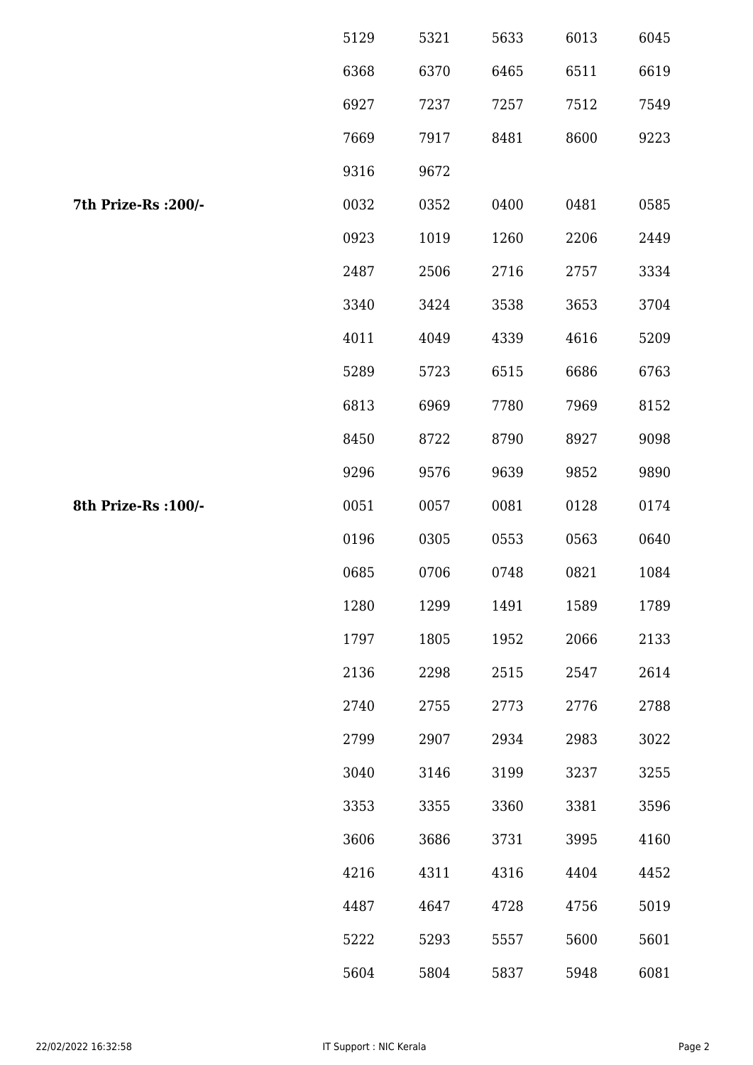| | | | | | |
|---|---|---|---|---|---|
| | 5129 | 5321 | 5633 | 6013 | 6045 |
| | 6368 | 6370 | 6465 | 6511 | 6619 |
| | 6927 | 7237 | 7257 | 7512 | 7549 |
| | 7669 | 7917 | 8481 | 8600 | 9223 |
| | 9316 | 9672 | | | |
| **7th Prize-Rs :200/-** | 0032 | 0352 | 0400 | 0481 | 0585 |
| | 0923 | 1019 | 1260 | 2206 | 2449 |
| | 2487 | 2506 | 2716 | 2757 | 3334 |
| | 3340 | 3424 | 3538 | 3653 | 3704 |
| | 4011 | 4049 | 4339 | 4616 | 5209 |
| | 5289 | 5723 | 6515 | 6686 | 6763 |
| | 6813 | 6969 | 7780 | 7969 | 8152 |
| | 8450 | 8722 | 8790 | 8927 | 9098 |
| | 9296 | 9576 | 9639 | 9852 | 9890 |
| **8th Prize-Rs :100/-** | 0051 | 0057 | 0081 | 0128 | 0174 |
| | 0196 | 0305 | 0553 | 0563 | 0640 |
| | 0685 | 0706 | 0748 | 0821 | 1084 |
| | 1280 | 1299 | 1491 | 1589 | 1789 |
| | 1797 | 1805 | 1952 | 2066 | 2133 |
| | 2136 | 2298 | 2515 | 2547 | 2614 |
| | 2740 | 2755 | 2773 | 2776 | 2788 |
| | 2799 | 2907 | 2934 | 2983 | 3022 |
| | 3040 | 3146 | 3199 | 3237 | 3255 |
| | 3353 | 3355 | 3360 | 3381 | 3596 |
| | 3606 | 3686 | 3731 | 3995 | 4160 |
| | 4216 | 4311 | 4316 | 4404 | 4452 |
| | 4487 | 4647 | 4728 | 4756 | 5019 |
| | 5222 | 5293 | 5557 | 5600 | 5601 |
| | 5604 | 5804 | 5837 | 5948 | 6081 |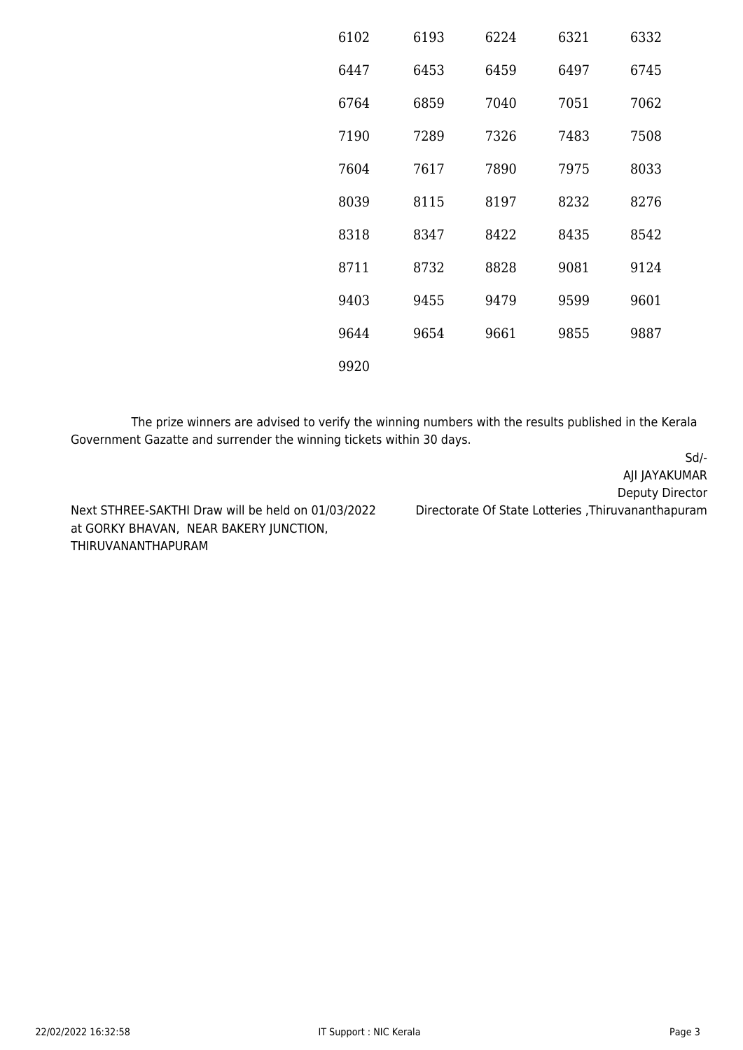| | | | | |
|---|---|---|---|---|
| 6102 | 6193 | 6224 | 6321 | 6332 |
| 6447 | 6453 | 6459 | 6497 | 6745 |
| 6764 | 6859 | 7040 | 7051 | 7062 |
| 7190 | 7289 | 7326 | 7483 | 7508 |
| 7604 | 7617 | 7890 | 7975 | 8033 |
| 8039 | 8115 | 8197 | 8232 | 8276 |
| 8318 | 8347 | 8422 | 8435 | 8542 |
| 8711 | 8732 | 8828 | 9081 | 9124 |
| 9403 | 9455 | 9479 | 9599 | 9601 |
| 9644 | 9654 | 9661 | 9855 | 9887 |
| 9920 | | | | |

The prize winners are advised to verify the winning numbers with the results published in the Kerala Government Gazatte and surrender the winning tickets within 30 days.

Sd/-
AJI JAYAKUMAR
Deputy Director
Directorate Of State Lotteries ,Thiruvananthapuram

Next STHREE-SAKTHI Draw will be held on 01/03/2022 at GORKY BHAVAN, NEAR BAKERY JUNCTION, THIRUVANANTHAPURAM

22/02/2022 16:32:58 IT Support : NIC Kerala